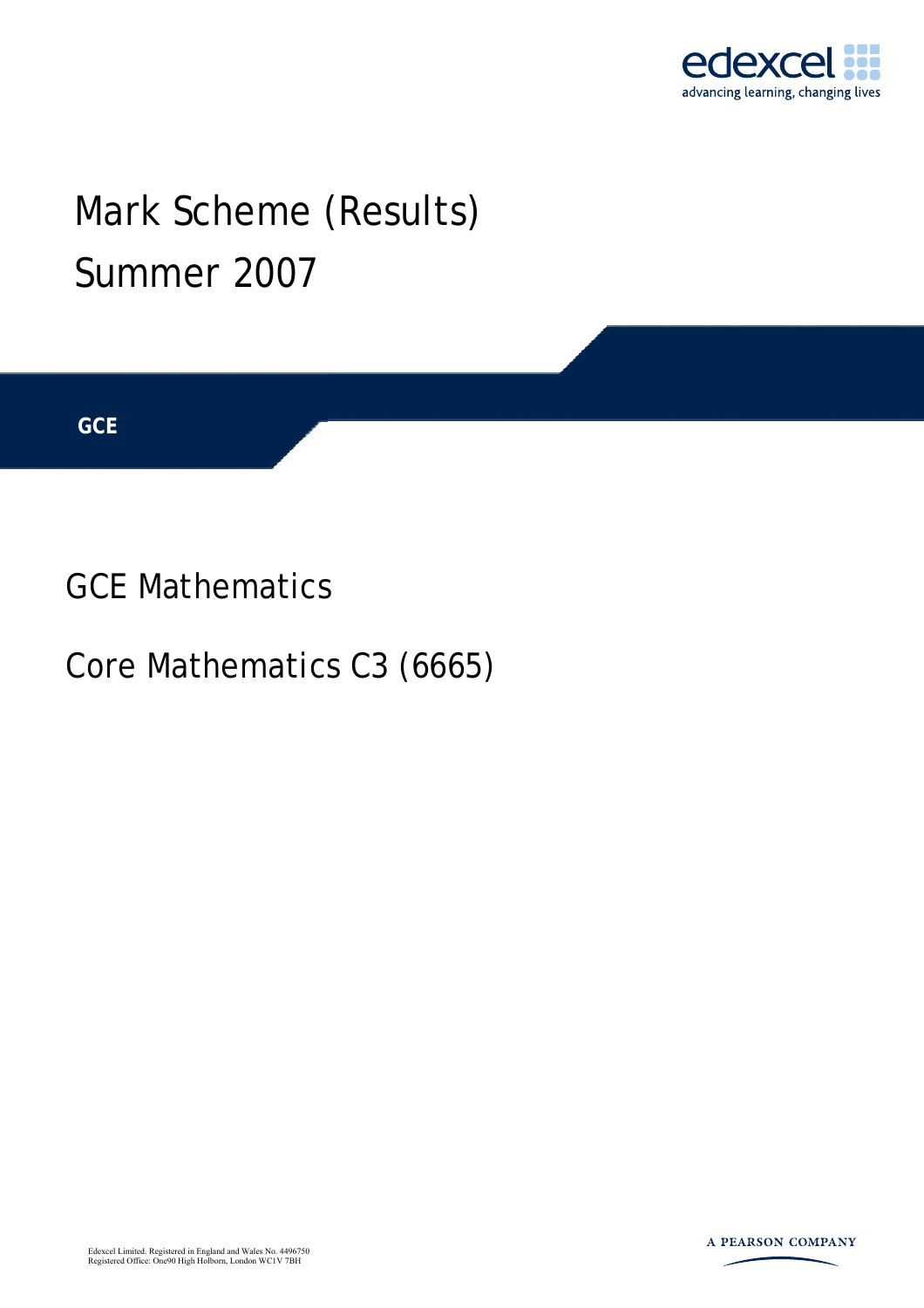edexcel

advancing learning, changing lives

# Mark Scheme (Results)
# Summer 2007

**GCE**

## GCE Mathematics

## Core Mathematics C3 (6665)

Edexcel Limited. Registered in England and Wales No. 4496750
Registered Office: One90 High Holborn, London WC1V 7BH

A PEARSON COMPANY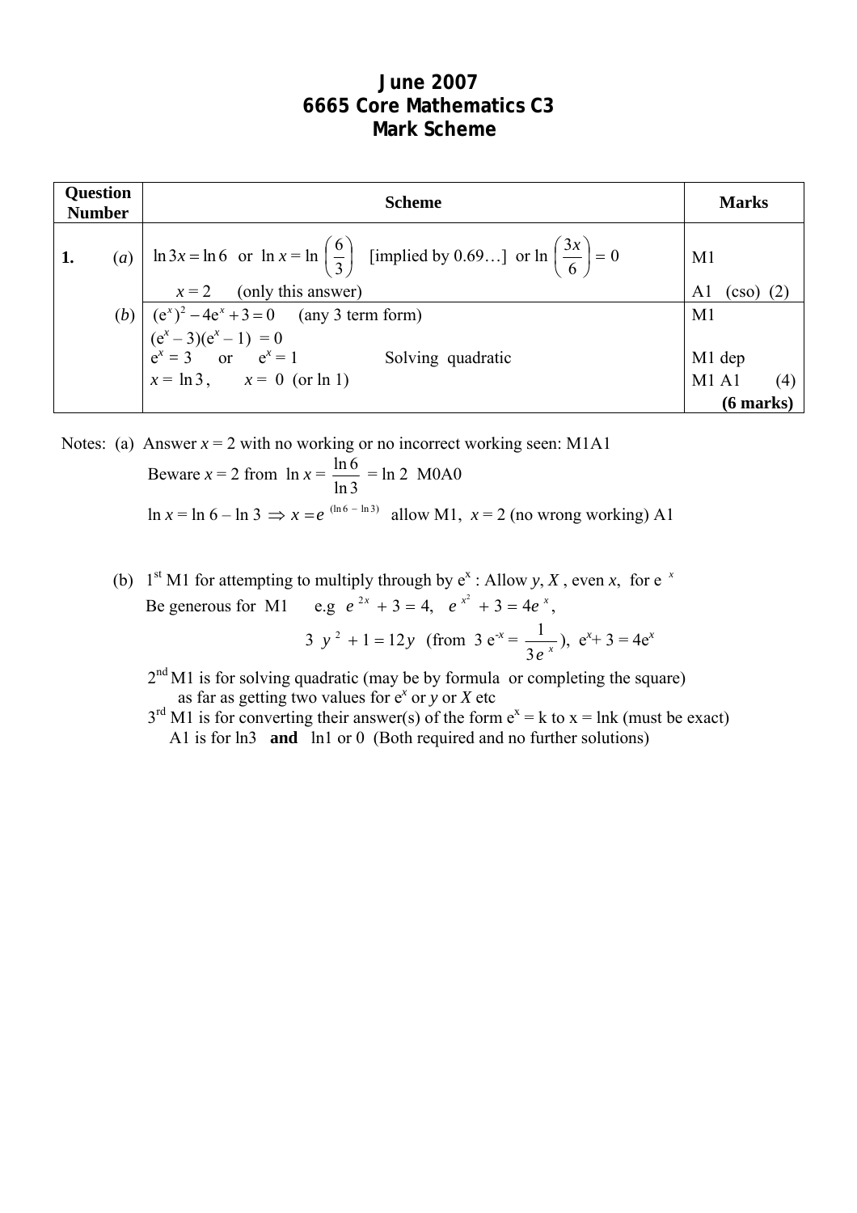# June 2007
# 6665 Core Mathematics C3
# Mark Scheme

| Question Number | | Scheme | Marks |
|---|---|---|---|
| **1.** | (*a*) | $\ln 3x = \ln 6$ or $\ln x = \ln\left(\frac{6}{3}\right)$ [implied by 0.69…] or $\ln\left(\frac{3x}{6}\right) = 0$ | M1 |
| | | $x = 2$ (only this answer) | A1 (cso) (2) |
| | (*b*) | $(e^x)^2 - 4e^x + 3 = 0$ (any 3 term form) | M1 |
| | | $(e^x - 3)(e^x - 1) = 0$ | |
| | | $e^x = 3$ or $e^x = 1$ Solving quadratic | M1 dep |
| | | $x = \ln 3$, $x = 0$ (or ln 1) | M1 A1 (4) |
| | | | **(6 marks)** |

Notes: (a) Answer $x = 2$ with no working or no incorrect working seen: M1A1

Beware $x = 2$ from $\ln x = \frac{\ln 6}{\ln 3} = \ln 2$ M0A0

$\ln x = \ln 6 - \ln 3 \Rightarrow x = e^{(\ln 6 - \ln 3)}$ allow M1, $x = 2$ (no wrong working) A1

(b) 1st M1 for attempting to multiply through by $e^x$ : Allow $y$, $X$ , even $x$, for $e^x$

Be generous for M1 e.g $e^{2x} + 3 = 4$, $e^{x^2} + 3 = 4e^x$,

$3y^2 + 1 = 12y$ (from $3e^{-x} = \frac{1}{3e^x}$), $e^x + 3 = 4e^x$

2nd M1 is for solving quadratic (may be by formula or completing the square) as far as getting two values for $e^x$ or $y$ or $X$ etc

3rd M1 is for converting their answer(s) of the form $e^x = k$ to $x = \ln k$ (must be exact)

A1 is for ln3 **and** ln1 or 0 (Both required and no further solutions)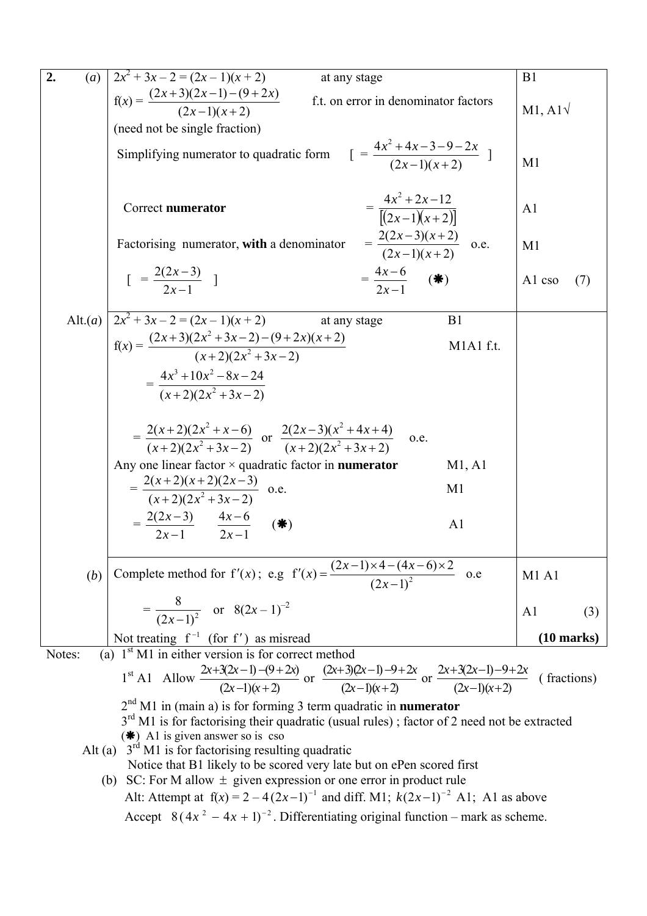| | | | |
|---|---|---|---|
| **2.** | (*a*) | $2x^2 + 3x - 2 = (2x - 1)(x + 2)$ at any stage | B1 |
| | | $f(x) = \dfrac{(2x+3)(2x-1)-(9+2x)}{(2x-1)(x+2)}$ f.t. on error in denominator factors | M1, A1√ |
| | | (need not be single fraction) | |
| | | Simplifying numerator to quadratic form $\left[ = \dfrac{4x^2+4x-3-9-2x}{(2x-1)(x+2)} \right]$ | M1 |
| | | Correct **numerator** $= \dfrac{4x^2+2x-12}{[(2x-1)(x+2)]}$ | A1 |
| | | Factorising numerator, **with** a denominator $= \dfrac{2(2x-3)(x+2)}{(2x-1)(x+2)}$ o.e. | M1 |
| | | $\left[ = \dfrac{2(2x-3)}{2x-1} \right]$ $= \dfrac{4x-6}{2x-1}$ (✱) | A1 cso (7) |
| | Alt.(*a*) | $2x^2 + 3x - 2 = (2x - 1)(x + 2)$ at any stage — B1 | |
| | | $f(x) = \dfrac{(2x+3)(2x^2+3x-2)-(9+2x)(x+2)}{(x+2)(2x^2+3x-2)}$ — M1A1 f.t. | |
| | | $= \dfrac{4x^3+10x^2-8x-24}{(x+2)(2x^2+3x-2)}$ | |
| | | $= \dfrac{2(x+2)(2x^2+x-6)}{(x+2)(2x^2+3x-2)}$ or $\dfrac{2(2x-3)(x^2+4x+4)}{(x+2)(2x^2+3x+2)}$ o.e. | |
| | | Any one linear factor × quadratic factor in **numerator** — M1, A1 | |
| | | $= \dfrac{2(x+2)(x+2)(2x-3)}{(x+2)(2x^2+3x-2)}$ o.e. — M1 | |
| | | $= \dfrac{2(2x-3)}{2x-1}$ $\dfrac{4x-6}{2x-1}$ (✱) — A1 | |
| | (*b*) | Complete method for $f'(x)$; e.g $f'(x) = \dfrac{(2x-1)\times 4-(4x-6)\times 2}{(2x-1)^2}$ o.e | M1 A1 |
| | | $= \dfrac{8}{(2x-1)^2}$ or $8(2x-1)^{-2}$ | A1 (3) |
| | | Not treating $f^{-1}$ (for $f'$) as misread | **(10 marks)** |

Notes: (a) 1st M1 in either version is for correct method

1st A1 Allow $\dfrac{2x+3(2x-1)-(9+2x)}{(2x-1)(x+2)}$ or $\dfrac{(2x+3)(2x-1)-9+2x}{(2x-1)(x+2)}$ or $\dfrac{2x+3(2x-1)-9+2x}{(2x-1)(x+2)}$ ( fractions)

2nd M1 in (main a) is for forming 3 term quadratic in **numerator**

3rd M1 is for factorising their quadratic (usual rules) ; factor of 2 need not be extracted

(✱) A1 is given answer so is cso

Alt (a) 3rd M1 is for factorising resulting quadratic

Notice that B1 likely to be scored very late but on ePen scored first

(b) SC: For M allow ± given expression or one error in product rule

Alt: Attempt at $f(x) = 2 - 4(2x-1)^{-1}$ and diff. M1; $k(2x-1)^{-2}$ A1; A1 as above

Accept $8(4x^2 - 4x + 1)^{-2}$. Differentiating original function – mark as scheme.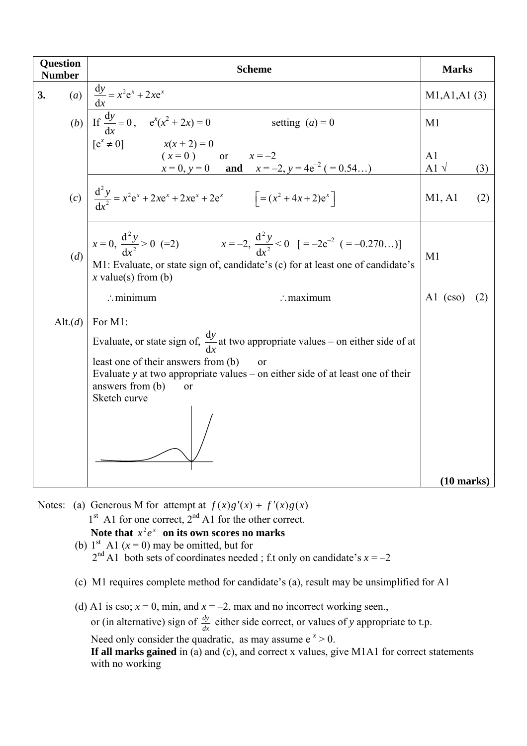| Question Number | Scheme | Marks |
| --- | --- | --- |
| **3.** (*a*) | $\dfrac{dy}{dx} = x^2e^x + 2xe^x$ | M1,A1,A1 (3) |
| (*b*) | If $\dfrac{dy}{dx} = 0$, $e^x(x^2 + 2x) = 0$ setting (*a*) = 0 | M1 |
| | $[e^x \neq 0]$ $x(x + 2) = 0$ | |
| | $(x = 0)$ or $x = -2$ | A1 |
| | $x = 0, y = 0$ **and** $x = -2, y = 4e^{-2}$ ( = 0.54…) | A1 √ (3) |
| (*c*) | $\dfrac{d^2y}{dx^2} = x^2e^x + 2xe^x + 2xe^x + 2e^x$ $\left[= (x^2 + 4x + 2)e^x\right]$ | M1, A1 (2) |
| (*d*) | $x = 0$, $\dfrac{d^2y}{dx^2} > 0$ (=2) $x = -2$, $\dfrac{d^2y}{dx^2} < 0$ $[= -2e^{-2}$ ( = –0.270…)] | M1 |
| | M1: Evaluate, or state sign of, candidate's (c) for at least one of candidate's *x* value(s) from (b) | |
| | ∴ minimum ∴ maximum | A1 (cso) (2) |
| Alt.(*d*) | For M1: | |
| | Evaluate, or state sign of, $\dfrac{dy}{dx}$ at two appropriate values – on either side of at least one of their answers from (b) or | |
| | Evaluate *y* at two appropriate values – on either side of at least one of their answers from (b) or | |
| | Sketch curve | |
| | | **(10 marks)** |

Notes: (a) Generous M for attempt at $f(x)g'(x) + f'(x)g(x)$

1st A1 for one correct, 2nd A1 for the other correct.

**Note that $x^2e^x$ on its own scores no marks**

(b) 1st A1 ($x = 0$) may be omitted, but for
2nd A1 both sets of coordinates needed ; f.t only on candidate's $x = -2$

(c) M1 requires complete method for candidate's (a), result may be unsimplified for A1

(d) A1 is cso; $x = 0$, min, and $x = -2$, max and no incorrect working seen.,
or (in alternative) sign of $\frac{dy}{dx}$ either side correct, or values of *y* appropriate to t.p.
Need only consider the quadratic, as may assume $e^x > 0$.
**If all marks gained** in (a) and (c), and correct x values, give M1A1 for correct statements with no working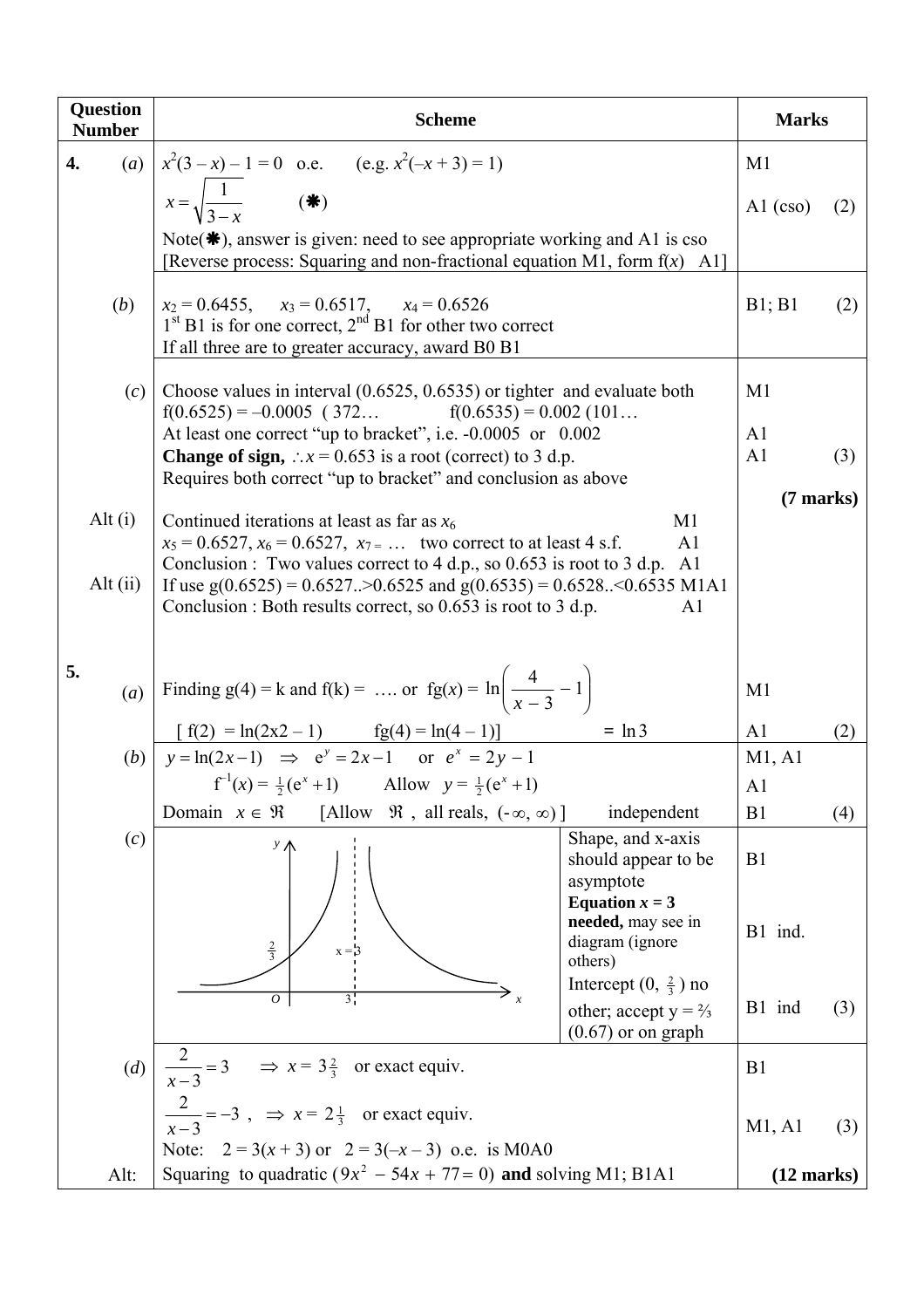| Question Number | Scheme | Marks |
|---|---|---|
| **4.** (*a*) | $x^2(3-x) - 1 = 0$ o.e. (e.g. $x^2(-x+3) = 1$) | M1 |
| | $x = \sqrt{\dfrac{1}{3-x}}$ (❋) | A1 (cso) (2) |
| | Note(❋), answer is given: need to see appropriate working and A1 is cso<br>[Reverse process: Squaring and non-fractional equation M1, form f($x$) A1] | |
| (*b*) | $x_2 = 0.6455$, $x_3 = 0.6517$, $x_4 = 0.6526$<br>1st B1 is for one correct, 2nd B1 for other two correct<br>If all three are to greater accuracy, award B0 B1 | B1; B1 (2) |
| (*c*) | Choose values in interval (0.6525, 0.6535) or tighter and evaluate both<br>f(0.6525) = –0.0005 ( 372… f(0.6535) = 0.002 (101…<br>At least one correct "up to bracket", i.e. -0.0005 or 0.002<br>**Change of sign,** $\therefore x = 0.653$ is a root (correct) to 3 d.p.<br>Requires both correct "up to bracket" and conclusion as above | M1<br><br>A1<br>A1 (3)<br><br>**(7 marks)** |
| Alt (i) | Continued iterations at least as far as $x_6$ M1<br>$x_5 = 0.6527$, $x_6 = 0.6527$, $x_7 = \dots$ two correct to at least 4 s.f. A1<br>Conclusion : Two values correct to 4 d.p., so 0.653 is root to 3 d.p. A1 | |
| Alt (ii) | If use g(0.6525) = 0.6527..>0.6525 and g(0.6535) = 0.6528..<0.6535 M1A1<br>Conclusion : Both results correct, so 0.653 is root to 3 d.p. A1 | |
| **5.** (*a*) | Finding g(4) = k and f(k) = …. or fg($x$) = $\ln\left(\dfrac{4}{x-3} - 1\right)$ | M1 |
| | [ f(2) = ln(2x2 – 1) fg(4) = ln(4 – 1)] $= \ln 3$ | A1 (2) |
| (*b*) | $y = \ln(2x-1) \;\Rightarrow\; e^y = 2x - 1$ or $e^x = 2y - 1$ | M1, A1 |
| | $f^{-1}(x) = \frac{1}{2}(e^x + 1)$ Allow $y = \frac{1}{2}(e^x + 1)$ | A1 |
| | Domain $x \in \Re$ [Allow $\Re$, all reals, $(-\infty, \infty)$ ] independent | B1 (4) |
| (*c*) | y<br>$\frac{2}{3}$<br>x = 3<br>O 3 x<br>Shape, and x-axis should appear to be asymptote | B1 |
| | **Equation $x = 3$ needed,** may see in diagram (ignore others) | B1 ind. |
| | Intercept (0, $\frac{2}{3}$) no other; accept y = ⅔ (0.67) or on graph | B1 ind (3) |
| (*d*) | $\dfrac{2}{x-3} = 3 \;\Rightarrow\; x = 3\frac{2}{3}$ or exact equiv. | B1 |
| | $\dfrac{2}{x-3} = -3$, $\Rightarrow\; x = 2\frac{1}{3}$ or exact equiv.<br>Note: $2 = 3(x+3)$ or $2 = 3(-x-3)$ o.e. is M0A0 | M1, A1 (3) |
| Alt: | Squaring to quadratic ($9x^2 - 54x + 77 = 0$) **and** solving M1; B1A1 | **(12 marks)** |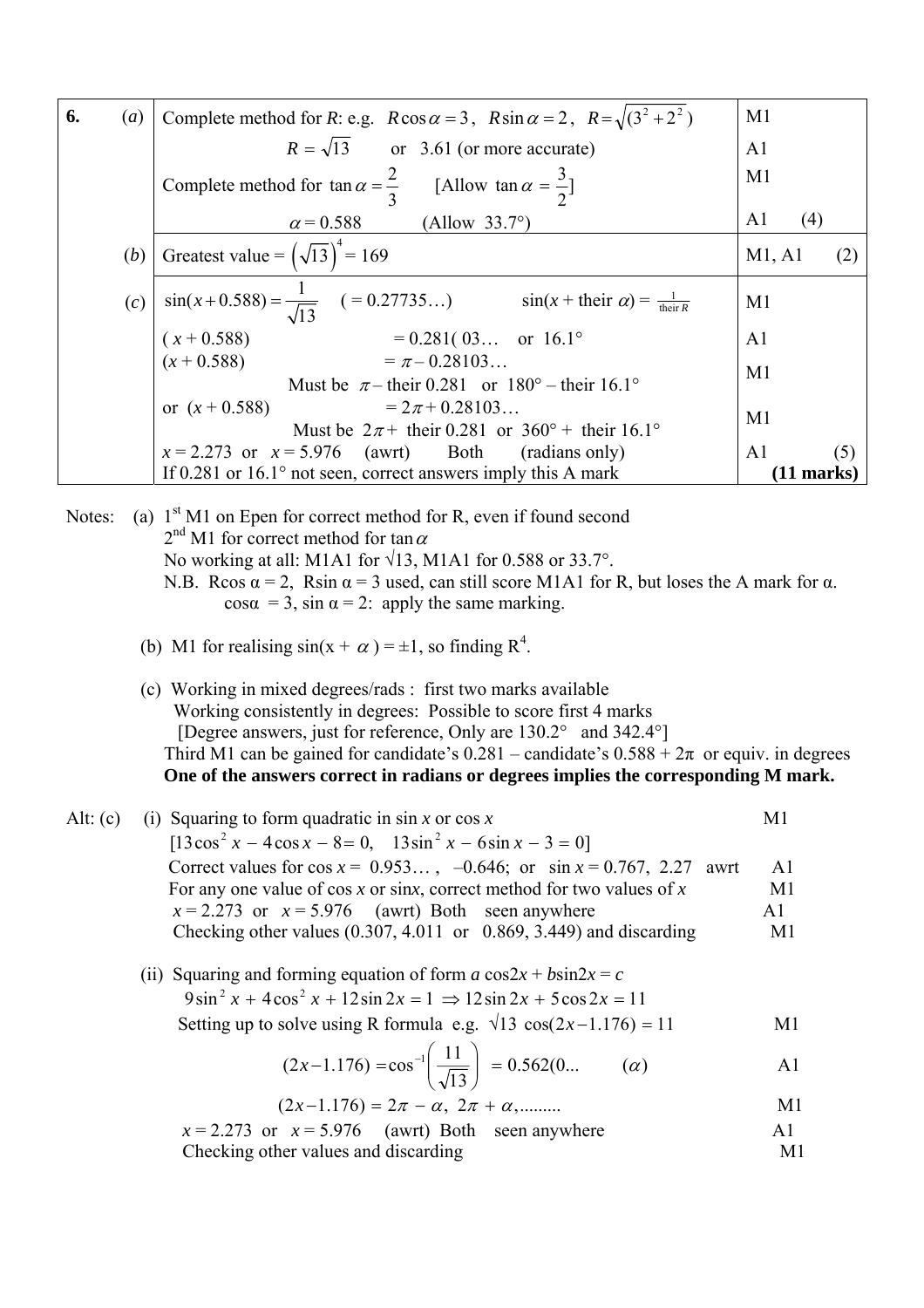| | | | |
|---|---|---|---|
| **6.** | (*a*) | Complete method for *R*: e.g. $R\cos\alpha = 3$, $R\sin\alpha = 2$, $R=\sqrt{(3^2+2^2)}$ | M1 |
| | | $R = \sqrt{13}$ or 3.61 (or more accurate) | A1 |
| | | Complete method for $\tan\alpha = \frac{2}{3}$ [Allow $\tan\alpha = \frac{3}{2}$] | M1 |
| | | $\alpha = 0.588$ (Allow 33.7°) | A1 (4) |
| | (*b*) | Greatest value = $\left(\sqrt{13}\right)^4 = 169$ | M1, A1 (2) |
| | (*c*) | $\sin(x+0.588) = \frac{1}{\sqrt{13}}$ ( = 0.27735…) $\sin(x + \text{their } \alpha) = \frac{1}{\text{their } R}$ | M1 |
| | | $(x + 0.588) = 0.281(03\ldots$ or 16.1° | A1 |
| | | $(x + 0.588) = \pi - 0.28103\ldots$ Must be $\pi$ – their 0.281 or 180° – their 16.1° | M1 |
| | | or $(x + 0.588) = 2\pi + 0.28103\ldots$ Must be $2\pi$ + their 0.281 or 360° + their 16.1° | M1 |
| | | $x = 2.273$ or $x = 5.976$ (awrt) Both (radians only) | A1 (5) |
| | | If 0.281 or 16.1° not seen, correct answers imply this A mark | **(11 marks)** |

Notes: (a) 1st M1 on Epen for correct method for R, even if found second
2nd M1 for correct method for $\tan\alpha$
No working at all: M1A1 for $\sqrt{13}$, M1A1 for 0.588 or 33.7°.
N.B. $R\cos\alpha = 2$, $R\sin\alpha = 3$ used, can still score M1A1 for R, but loses the A mark for α.
$\cos\alpha = 3$, $\sin\alpha = 2$: apply the same marking.

(b) M1 for realising $\sin(x + \alpha) = \pm1$, so finding $R^4$.

(c) Working in mixed degrees/rads : first two marks available
Working consistently in degrees: Possible to score first 4 marks
[Degree answers, just for reference, Only are 130.2° and 342.4°]
Third M1 can be gained for candidate's 0.281 – candidate's 0.588 + 2π or equiv. in degrees
**One of the answers correct in radians or degrees implies the corresponding M mark.**

Alt: (c) (i) Squaring to form quadratic in $\sin x$ or $\cos x$ — M1
$[13\cos^2 x - 4\cos x - 8 = 0, \quad 13\sin^2 x - 6\sin x - 3 = 0]$
Correct values for $\cos x = 0.953\ldots$, $-0.646$; or $\sin x = 0.767$, $2.27$ awrt — A1
For any one value of $\cos x$ or $\sin x$, correct method for two values of $x$ — M1
$x = 2.273$ or $x = 5.976$ (awrt) Both seen anywhere — A1
Checking other values (0.307, 4.011 or 0.869, 3.449) and discarding — M1

(ii) Squaring and forming equation of form $a\cos2x + b\sin2x = c$
$9\sin^2 x + 4\cos^2 x + 12\sin 2x = 1 \Rightarrow 12\sin 2x + 5\cos 2x = 11$
Setting up to solve using R formula e.g. $\sqrt{13}\cos(2x - 1.176) = 11$ — M1

$$(2x - 1.176) = \cos^{-1}\left(\frac{11}{\sqrt{13}}\right) = 0.562(0\ldots \quad (\alpha)$$ — A1

$$(2x - 1.176) = 2\pi - \alpha,\ 2\pi + \alpha, \ldots\ldots\ldots$$ — M1

$x = 2.273$ or $x = 5.976$ (awrt) Both seen anywhere — A1
Checking other values and discarding — M1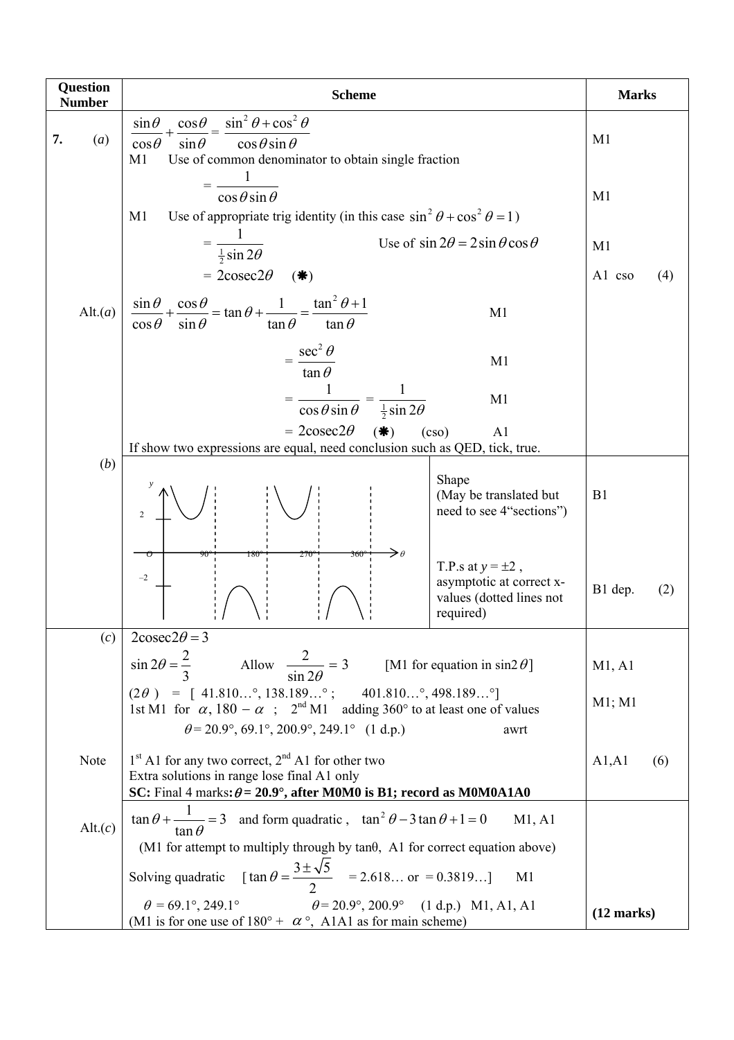| Question Number | Scheme | Marks |
|---|---|---|
| **7.** (*a*) | $\dfrac{\sin\theta}{\cos\theta}+\dfrac{\cos\theta}{\sin\theta}=\dfrac{\sin^2\theta+\cos^2\theta}{\cos\theta\sin\theta}$ <br> M1 Use of common denominator to obtain single fraction | M1 |
| | $=\dfrac{1}{\cos\theta\sin\theta}$ <br> M1 Use of appropriate trig identity (in this case $\sin^2\theta+\cos^2\theta=1$) | M1 |
| | $=\dfrac{1}{\frac{1}{2}\sin 2\theta}$ Use of $\sin 2\theta = 2\sin\theta\cos\theta$ | M1 |
| | $=2\text{cosec}2\theta$ (✱) | A1 cso (4) |
| Alt.(*a*) | $\dfrac{\sin\theta}{\cos\theta}+\dfrac{\cos\theta}{\sin\theta}=\tan\theta+\dfrac{1}{\tan\theta}=\dfrac{\tan^2\theta+1}{\tan\theta}$ M1 <br> $=\dfrac{\sec^2\theta}{\tan\theta}$ M1 <br> $=\dfrac{1}{\cos\theta\sin\theta}=\dfrac{1}{\frac{1}{2}\sin 2\theta}$ M1 <br> $=2\text{cosec}2\theta$ (✱) (cso) A1 <br> If show two expressions are equal, need conclusion such as QED, tick, true. | |
| (*b*) | [Graph: $y$; 2; –2; $O$; 90°; 180°; 270°; 360°; $\theta$] <br> Shape (May be translated but need to see 4"sections") | B1 |
| | T.P.s at $y=\pm 2$, asymptotic at correct x-values (dotted lines not required) | B1 dep. (2) |
| (*c*) | $2\text{cosec}2\theta = 3$ <br> $\sin 2\theta = \dfrac{2}{3}$ Allow $\dfrac{2}{\sin 2\theta}=3$ [M1 for equation in $\sin 2\theta$] | M1, A1 |
| | $(2\theta)$ = [ 41.810…°, 138.189…° ; 401.810…°, 498.189…°] <br> 1st M1 for $\alpha$, 180 − $\alpha$ ; 2nd M1 adding 360° to at least one of values | M1; M1 |
| | $\theta$ = 20.9°, 69.1°, 200.9°, 249.1° (1 d.p.) awrt | |
| Note | 1st A1 for any two correct, 2nd A1 for other two <br> Extra solutions in range lose final A1 only <br> **SC:** Final 4 marks**: $\theta$ = 20.9°, after M0M0 is B1; record as M0M0A1A0** | A1,A1 (6) |
| Alt.(*c*) | $\tan\theta+\dfrac{1}{\tan\theta}=3$ and form quadratic, $\tan^2\theta-3\tan\theta+1=0$ M1, A1 <br> (M1 for attempt to multiply through by tanθ, A1 for correct equation above) <br> Solving quadratic [ $\tan\theta=\dfrac{3\pm\sqrt{5}}{2}$ = 2.618… or = 0.3819…] M1 <br> $\theta$ = 69.1°, 249.1° $\theta$ = 20.9°, 200.9° (1 d.p.) M1, A1, A1 <br> (M1 is for one use of 180° + $\alpha$°, A1A1 as for main scheme) | **(12 marks)** |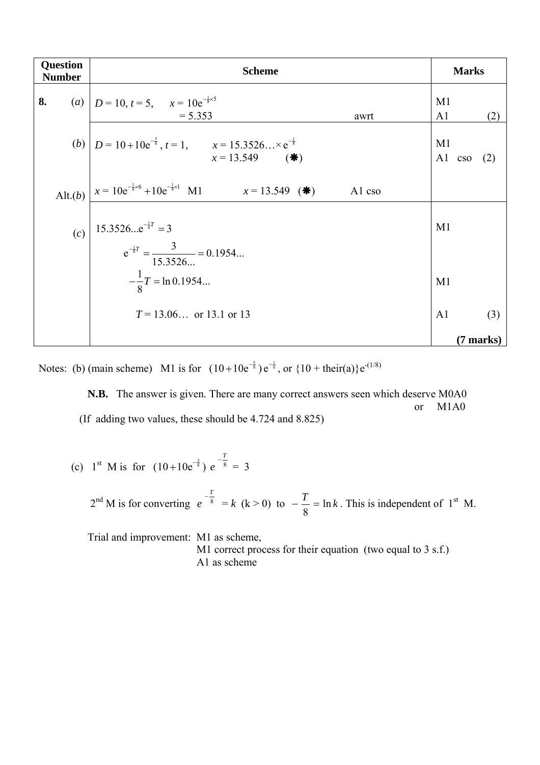| Question Number | | Scheme | | Marks |
|---|---|---|---|---|
| **8.** | (*a*) | $D = 10,\ t = 5, \quad x = 10\mathrm{e}^{-\frac{1}{8}\times 5}$ | | M1 |
| | | $= 5.353$ | awrt | A1 (2) |
| | (*b*) | $D = 10 + 10\mathrm{e}^{-\frac{5}{8}},\ t = 1, \quad x = 15.3526\ldots \times \mathrm{e}^{-\frac{1}{8}}$ | | M1 |
| | | $x = 13.549$ (❋) | | A1 cso (2) |
| | Alt.(*b*) | $x = 10\mathrm{e}^{-\frac{1}{8}\times 6} + 10\mathrm{e}^{-\frac{1}{8}\times 1}$ M1 $\quad x = 13.549$ (❋) A1 cso | | |
| | (*c*) | $15.3526\ldots\mathrm{e}^{-\frac{1}{8}T} = 3$ | | M1 |
| | | $\mathrm{e}^{-\frac{1}{8}T} = \dfrac{3}{15.3526\ldots} = 0.1954\ldots$ | | |
| | | $-\dfrac{1}{8}T = \ln 0.1954\ldots$ | | M1 |
| | | $T = 13.06\ldots$ or 13.1 or 13 | | A1 (3) |
| | | | | **(7 marks)** |

Notes: (b) (main scheme) M1 is for $(10 + 10\mathrm{e}^{-\frac{5}{8}})\,\mathrm{e}^{-\frac{1}{8}}$, or $\{10 + \text{their(a)}\}\mathrm{e}^{-(1/8)}$

**N.B.** The answer is given. There are many correct answers seen which deserve M0A0 or M1A0

(If adding two values, these should be 4.724 and 8.825)

(c) 1st M is for $(10 + 10\mathrm{e}^{-\frac{5}{8}})\, e^{-\frac{T}{8}} = 3$

2nd M is for converting $e^{-\frac{T}{8}} = k$ (k > 0) to $-\dfrac{T}{8} = \ln k$. This is independent of 1st M.

Trial and improvement: M1 as scheme,
M1 correct process for their equation (two equal to 3 s.f.)
A1 as scheme